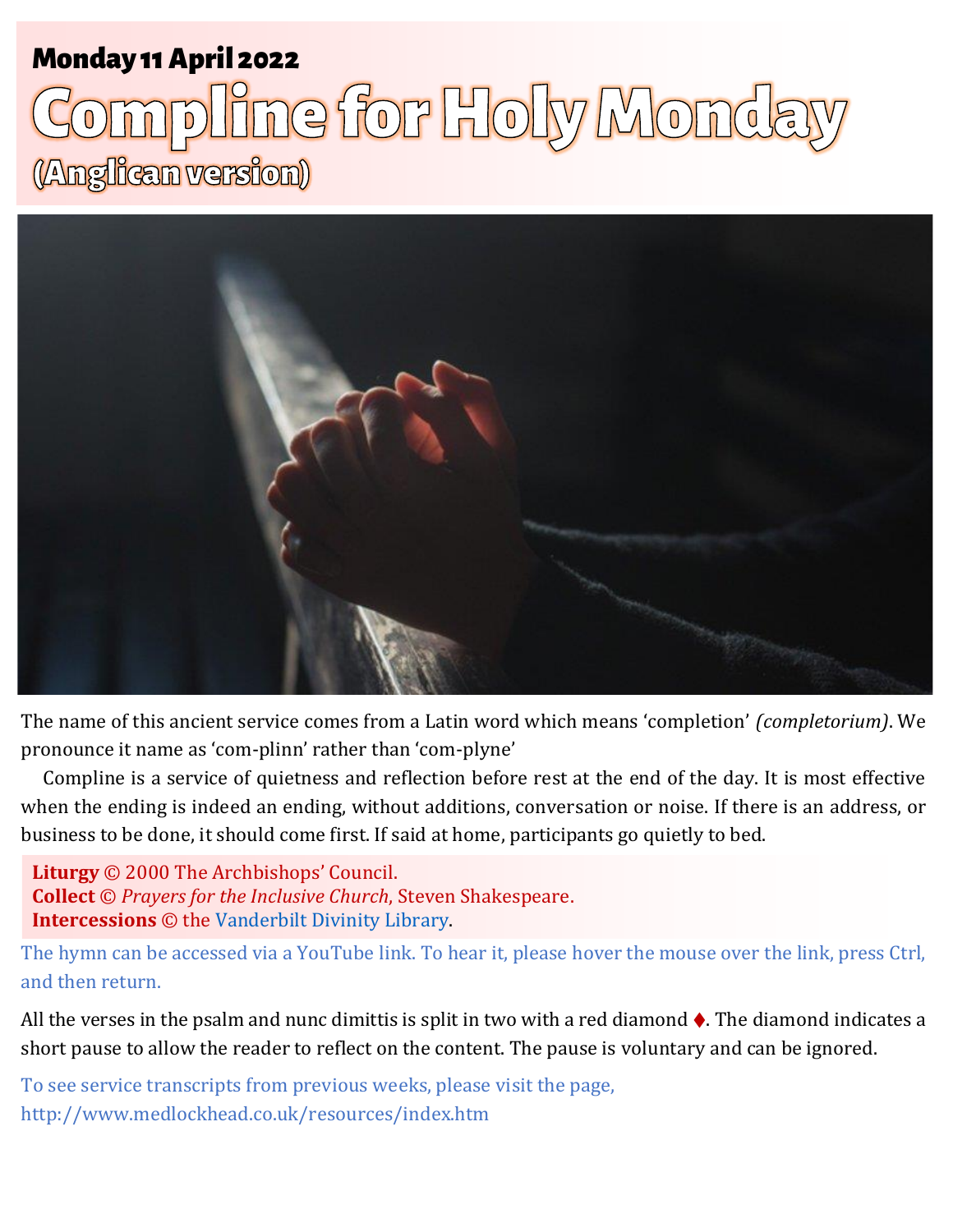**Monday 11 April 2022**

# Compline for Holy Monday

## (Anglican version)

The name of this ancient service comes from a Latin word which means 'completion' *(completorium)*. We pronounce it name as 'com-plinn' rather than 'com-plyne'

Compline is a service of quietness and reflection before rest at the end of the day. It is most effective when the ending is indeed an ending, without additions, conversation or noise. If there is an address, or business to be done, it should come first. If said at home, participants go quietly to bed.

**Liturgy** © 2000 The Archbishops' Council.
**Collect** © *Prayers for the Inclusive Church*, Steven Shakespeare.
**Intercessions** © the Vanderbilt Divinity Library.

The hymn can be accessed via a YouTube link. To hear it, please hover the mouse over the link, press Ctrl, and then return.

All the verses in the psalm and nunc dimittis is split in two with a red diamond ♦. The diamond indicates a short pause to allow the reader to reflect on the content. The pause is voluntary and can be ignored.

To see service transcripts from previous weeks, please visit the page, http://www.medlockhead.co.uk/resources/index.htm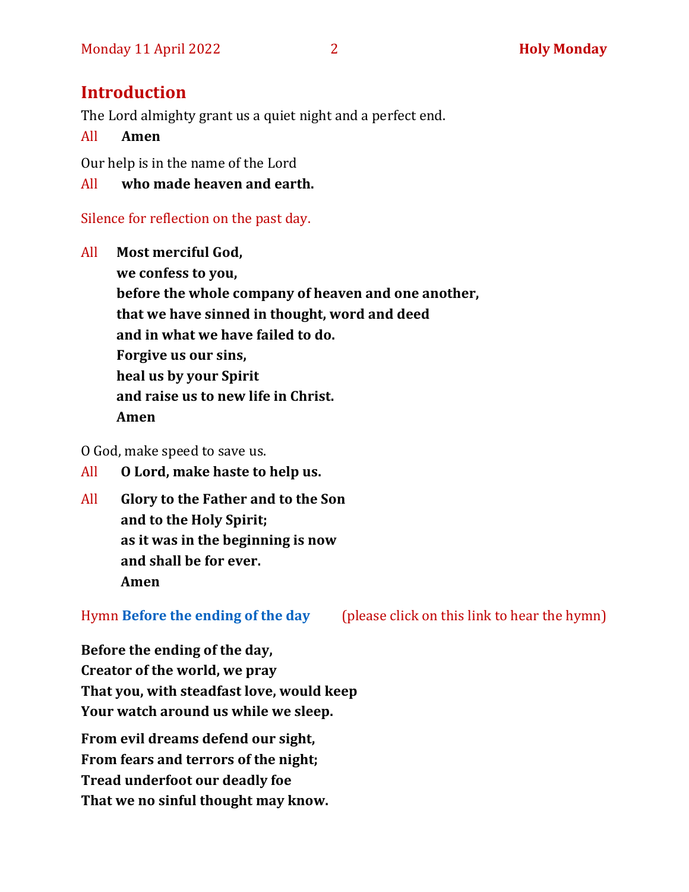## Introduction

The Lord almighty grant us a quiet night and a perfect end.

All **Amen**

Our help is in the name of the Lord

All **who made heaven and earth.**

Silence for reflection on the past day.

All **Most merciful God,**
**we confess to you,**
**before the whole company of heaven and one another,**
**that we have sinned in thought, word and deed**
**and in what we have failed to do.**
**Forgive us our sins,**
**heal us by your Spirit**
**and raise us to new life in Christ.**
**Amen**

O God, make speed to save us.

All **O Lord, make haste to help us.**

All **Glory to the Father and to the Son**
**and to the Holy Spirit;**
**as it was in the beginning is now**
**and shall be for ever.**
**Amen**

Hymn **Before the ending of the day** (please click on this link to hear the hymn)

**Before the ending of the day,**
**Creator of the world, we pray**
**That you, with steadfast love, would keep**
**Your watch around us while we sleep.**

**From evil dreams defend our sight,**
**From fears and terrors of the night;**
**Tread underfoot our deadly foe**
**That we no sinful thought may know.**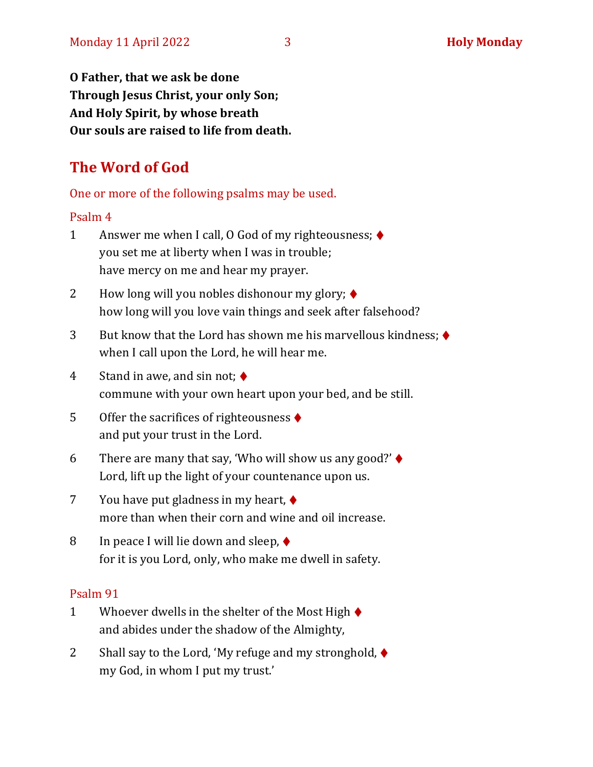**O Father, that we ask be done**
**Through Jesus Christ, your only Son;**
**And Holy Spirit, by whose breath**
**Our souls are raised to life from death.**

## The Word of God

One or more of the following psalms may be used.

### Psalm 4

1 Answer me when I call, O God of my righteousness; ♦
you set me at liberty when I was in trouble;
have mercy on me and hear my prayer.

2 How long will you nobles dishonour my glory; ♦
how long will you love vain things and seek after falsehood?

3 But know that the Lord has shown me his marvellous kindness; ♦
when I call upon the Lord, he will hear me.

4 Stand in awe, and sin not; ♦
commune with your own heart upon your bed, and be still.

5 Offer the sacrifices of righteousness ♦
and put your trust in the Lord.

6 There are many that say, 'Who will show us any good?' ♦
Lord, lift up the light of your countenance upon us.

7 You have put gladness in my heart, ♦
more than when their corn and wine and oil increase.

8 In peace I will lie down and sleep, ♦
for it is you Lord, only, who make me dwell in safety.

### Psalm 91

1 Whoever dwells in the shelter of the Most High ♦
and abides under the shadow of the Almighty,

2 Shall say to the Lord, 'My refuge and my stronghold, ♦
my God, in whom I put my trust.'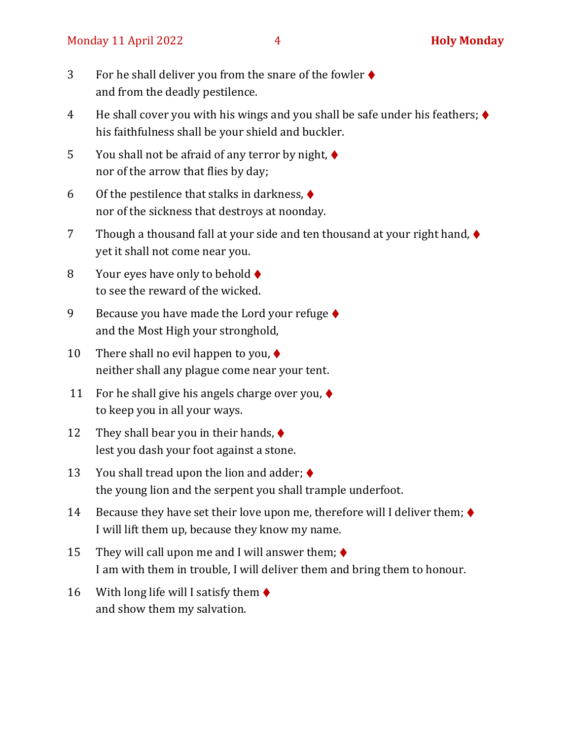3 For he shall deliver you from the snare of the fowler ♦
and from the deadly pestilence.

4 He shall cover you with his wings and you shall be safe under his feathers; ♦
his faithfulness shall be your shield and buckler.

5 You shall not be afraid of any terror by night, ♦
nor of the arrow that flies by day;

6 Of the pestilence that stalks in darkness, ♦
nor of the sickness that destroys at noonday.

7 Though a thousand fall at your side and ten thousand at your right hand, ♦
yet it shall not come near you.

8 Your eyes have only to behold ♦
to see the reward of the wicked.

9 Because you have made the Lord your refuge ♦
and the Most High your stronghold,

10 There shall no evil happen to you, ♦
neither shall any plague come near your tent.

11 For he shall give his angels charge over you, ♦
to keep you in all your ways.

12 They shall bear you in their hands, ♦
lest you dash your foot against a stone.

13 You shall tread upon the lion and adder; ♦
the young lion and the serpent you shall trample underfoot.

14 Because they have set their love upon me, therefore will I deliver them; ♦
I will lift them up, because they know my name.

15 They will call upon me and I will answer them; ♦
I am with them in trouble, I will deliver them and bring them to honour.

16 With long life will I satisfy them ♦
and show them my salvation.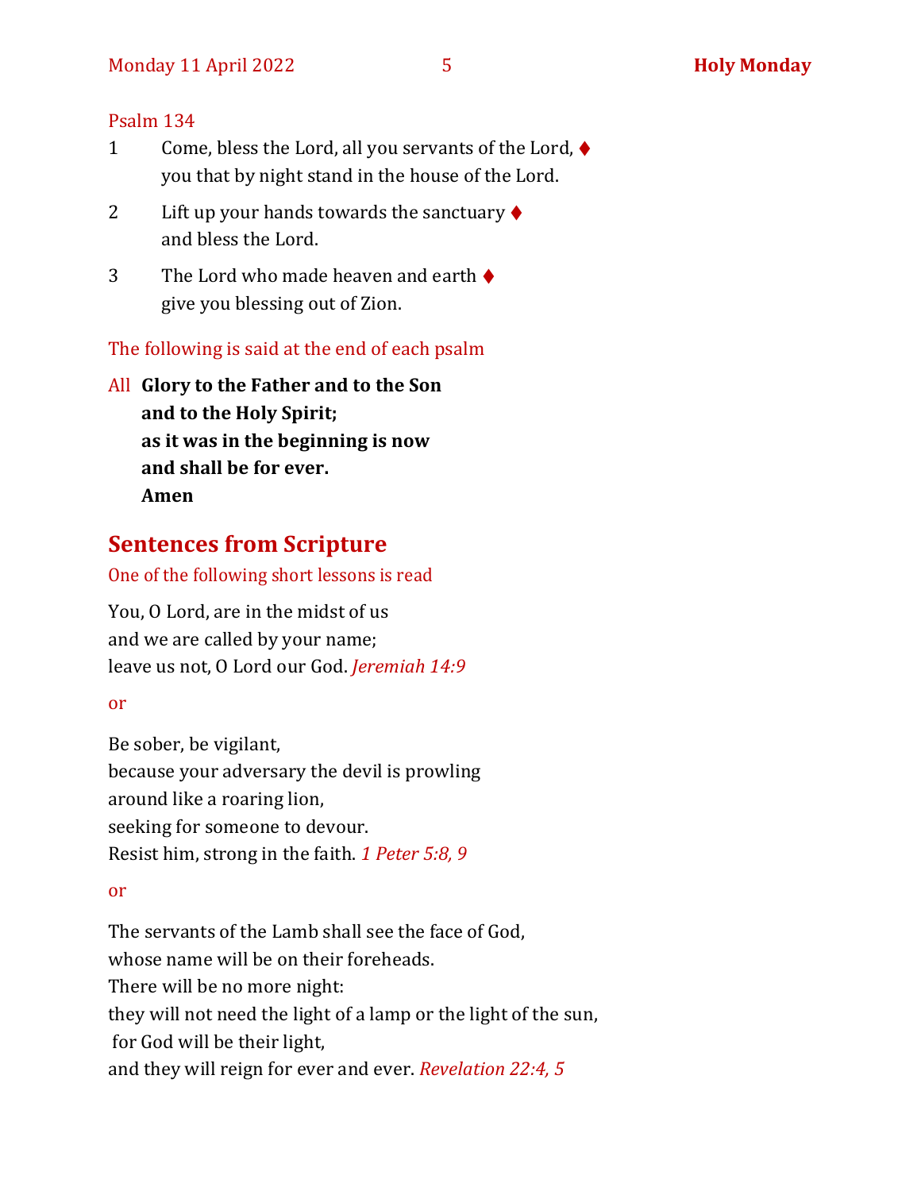Psalm 134

1 Come, bless the Lord, all you servants of the Lord, ♦
you that by night stand in the house of the Lord.

2 Lift up your hands towards the sanctuary ♦
and bless the Lord.

3 The Lord who made heaven and earth ♦
give you blessing out of Zion.

The following is said at the end of each psalm

All **Glory to the Father and to the Son**
**and to the Holy Spirit;**
**as it was in the beginning is now**
**and shall be for ever.**
**Amen**

## Sentences from Scripture

One of the following short lessons is read

You, O Lord, are in the midst of us
and we are called by your name;
leave us not, O Lord our God. *Jeremiah 14:9*

or

Be sober, be vigilant,
because your adversary the devil is prowling
around like a roaring lion,
seeking for someone to devour.
Resist him, strong in the faith. *1 Peter 5:8, 9*

or

The servants of the Lamb shall see the face of God,
whose name will be on their foreheads.
There will be no more night:
they will not need the light of a lamp or the light of the sun,
for God will be their light,
and they will reign for ever and ever. *Revelation 22:4, 5*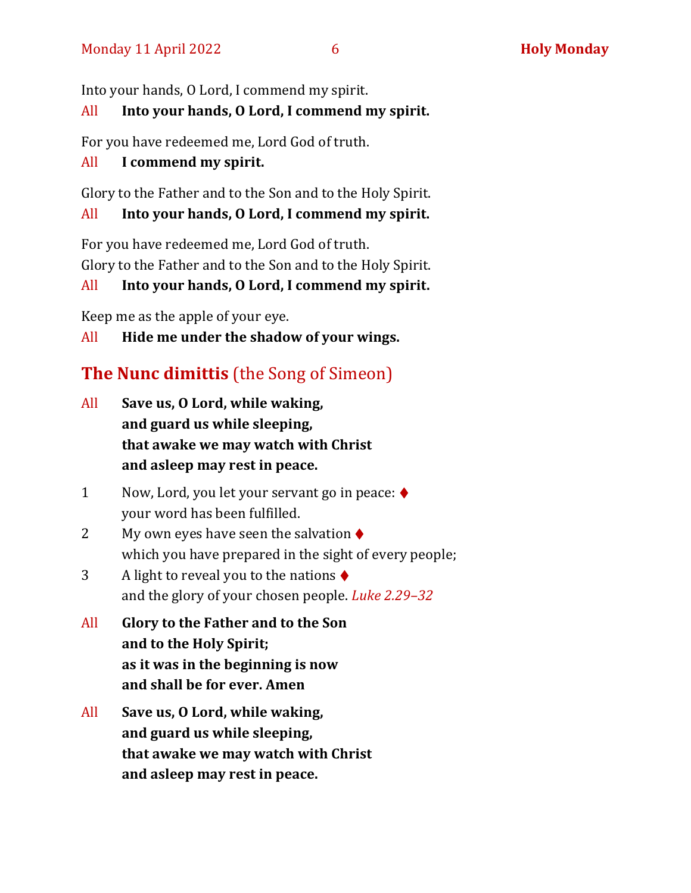Into your hands, O Lord, I commend my spirit.

All **Into your hands, O Lord, I commend my spirit.**

For you have redeemed me, Lord God of truth.

All **I commend my spirit.**

Glory to the Father and to the Son and to the Holy Spirit.

All **Into your hands, O Lord, I commend my spirit.**

For you have redeemed me, Lord God of truth.
Glory to the Father and to the Son and to the Holy Spirit.

All **Into your hands, O Lord, I commend my spirit.**

Keep me as the apple of your eye.

All **Hide me under the shadow of your wings.**

## The Nunc dimittis (the Song of Simeon)

All **Save us, O Lord, while waking,**
**and guard us while sleeping,**
**that awake we may watch with Christ**
**and asleep may rest in peace.**

1 Now, Lord, you let your servant go in peace: ♦
your word has been fulfilled.

2 My own eyes have seen the salvation ♦
which you have prepared in the sight of every people;

3 A light to reveal you to the nations ♦
and the glory of your chosen people. *Luke 2.29–32*

All **Glory to the Father and to the Son**
**and to the Holy Spirit;**
**as it was in the beginning is now**
**and shall be for ever. Amen**

All **Save us, O Lord, while waking,**
**and guard us while sleeping,**
**that awake we may watch with Christ**
**and asleep may rest in peace.**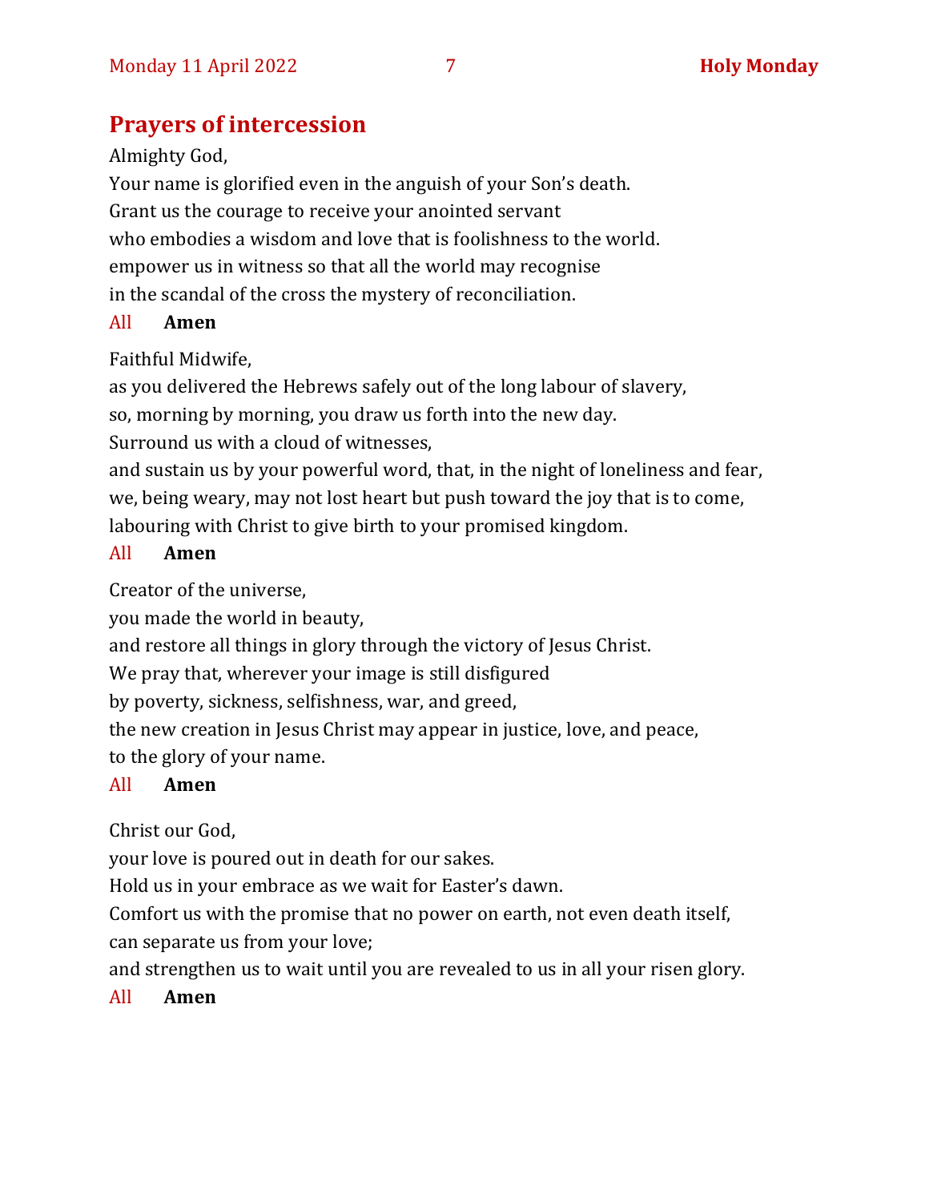## Prayers of intercession

Almighty God,
Your name is glorified even in the anguish of your Son's death.
Grant us the courage to receive your anointed servant
who embodies a wisdom and love that is foolishness to the world.
empower us in witness so that all the world may recognise
in the scandal of the cross the mystery of reconciliation.

All **Amen**

Faithful Midwife,
as you delivered the Hebrews safely out of the long labour of slavery,
so, morning by morning, you draw us forth into the new day.
Surround us with a cloud of witnesses,
and sustain us by your powerful word, that, in the night of loneliness and fear,
we, being weary, may not lost heart but push toward the joy that is to come,
labouring with Christ to give birth to your promised kingdom.

All **Amen**

Creator of the universe,
you made the world in beauty,
and restore all things in glory through the victory of Jesus Christ.
We pray that, wherever your image is still disfigured
by poverty, sickness, selfishness, war, and greed,
the new creation in Jesus Christ may appear in justice, love, and peace,
to the glory of your name.

All **Amen**

Christ our God,
your love is poured out in death for our sakes.
Hold us in your embrace as we wait for Easter's dawn.
Comfort us with the promise that no power on earth, not even death itself,
can separate us from your love;
and strengthen us to wait until you are revealed to us in all your risen glory.

All **Amen**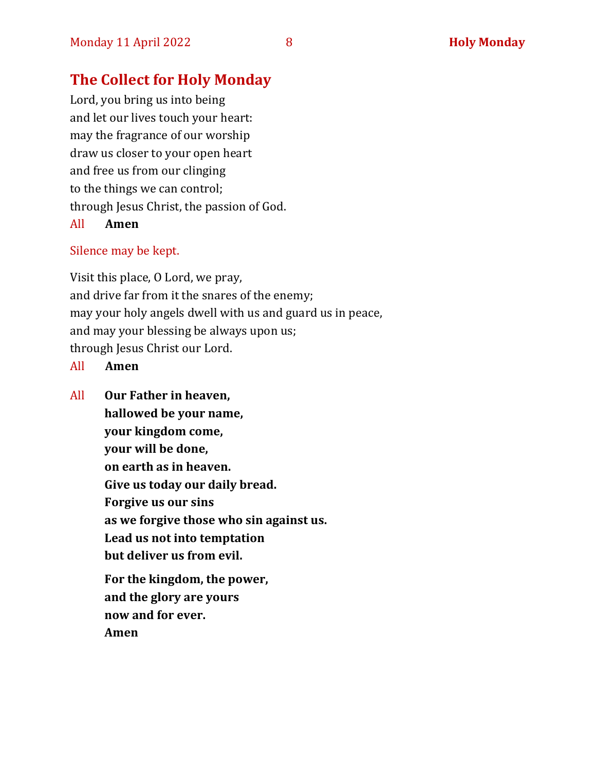## The Collect for Holy Monday

Lord, you bring us into being  
and let our lives touch your heart:  
may the fragrance of our worship  
draw us closer to your open heart  
and free us from our clinging  
to the things we can control;  
through Jesus Christ, the passion of God.

All **Amen**

*Silence may be kept.*

Visit this place, O Lord, we pray,  
and drive far from it the snares of the enemy;  
may your holy angels dwell with us and guard us in peace,  
and may your blessing be always upon us;  
through Jesus Christ our Lord.

All **Amen**

All **Our Father in heaven,**  
**hallowed be your name,**  
**your kingdom come,**  
**your will be done,**  
**on earth as in heaven.**  
**Give us today our daily bread.**  
**Forgive us our sins**  
**as we forgive those who sin against us.**  
**Lead us not into temptation**  
**but deliver us from evil.**

**For the kingdom, the power,**  
**and the glory are yours**  
**now and for ever.**  
**Amen**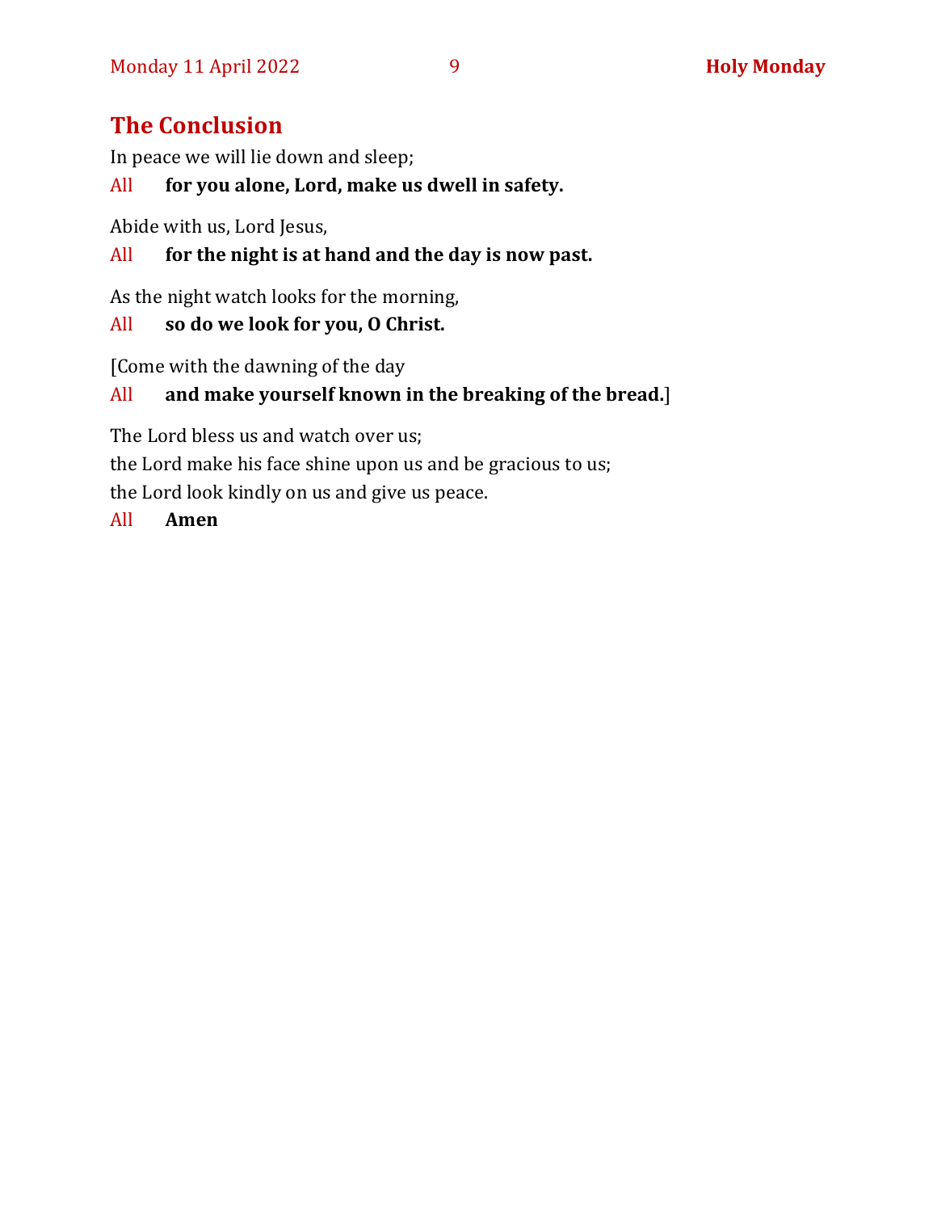## The Conclusion

In peace we will lie down and sleep;

All **for you alone, Lord, make us dwell in safety.**

Abide with us, Lord Jesus,

All **for the night is at hand and the day is now past.**

As the night watch looks for the morning,

All **so do we look for you, O Christ.**

[Come with the dawning of the day

All **and make yourself known in the breaking of the bread.**]

The Lord bless us and watch over us;
the Lord make his face shine upon us and be gracious to us;
the Lord look kindly on us and give us peace.

All **Amen**